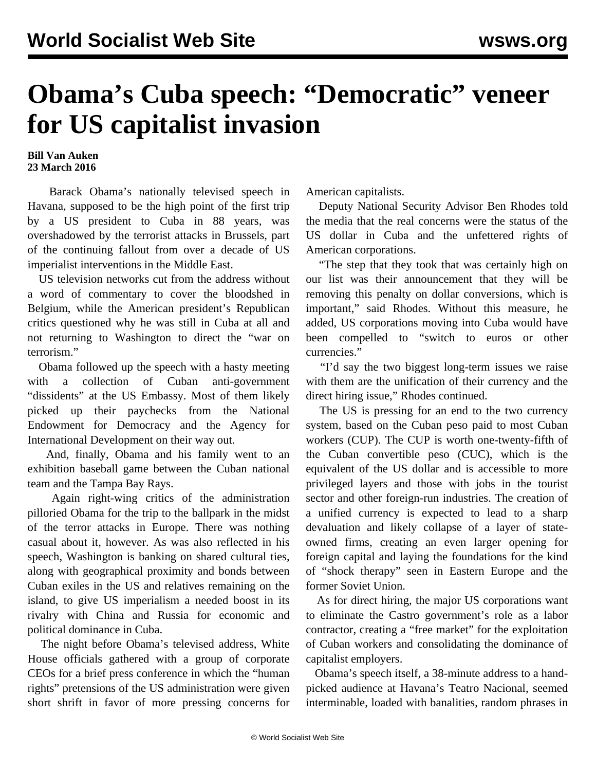# Obama's Cuba speech: "Democratic" veneer for US capitalist invasion

**Bill Van Auken**
**23 March 2016**

Barack Obama's nationally televised speech in Havana, supposed to be the high point of the first trip by a US president to Cuba in 88 years, was overshadowed by the terrorist attacks in Brussels, part of the continuing fallout from over a decade of US imperialist interventions in the Middle East.

US television networks cut from the address without a word of commentary to cover the bloodshed in Belgium, while the American president's Republican critics questioned why he was still in Cuba at all and not returning to Washington to direct the "war on terrorism."

Obama followed up the speech with a hasty meeting with a collection of Cuban anti-government "dissidents" at the US Embassy. Most of them likely picked up their paychecks from the National Endowment for Democracy and the Agency for International Development on their way out.

And, finally, Obama and his family went to an exhibition baseball game between the Cuban national team and the Tampa Bay Rays.

Again right-wing critics of the administration pilloried Obama for the trip to the ballpark in the midst of the terror attacks in Europe. There was nothing casual about it, however. As was also reflected in his speech, Washington is banking on shared cultural ties, along with geographical proximity and bonds between Cuban exiles in the US and relatives remaining on the island, to give US imperialism a needed boost in its rivalry with China and Russia for economic and political dominance in Cuba.

The night before Obama's televised address, White House officials gathered with a group of corporate CEOs for a brief press conference in which the "human rights" pretensions of the US administration were given short shrift in favor of more pressing concerns for American capitalists.

Deputy National Security Advisor Ben Rhodes told the media that the real concerns were the status of the US dollar in Cuba and the unfettered rights of American corporations.

"The step that they took that was certainly high on our list was their announcement that they will be removing this penalty on dollar conversions, which is important," said Rhodes. Without this measure, he added, US corporations moving into Cuba would have been compelled to "switch to euros or other currencies."

"I'd say the two biggest long-term issues we raise with them are the unification of their currency and the direct hiring issue," Rhodes continued.

The US is pressing for an end to the two currency system, based on the Cuban peso paid to most Cuban workers (CUP). The CUP is worth one-twenty-fifth of the Cuban convertible peso (CUC), which is the equivalent of the US dollar and is accessible to more privileged layers and those with jobs in the tourist sector and other foreign-run industries. The creation of a unified currency is expected to lead to a sharp devaluation and likely collapse of a layer of state-owned firms, creating an even larger opening for foreign capital and laying the foundations for the kind of "shock therapy" seen in Eastern Europe and the former Soviet Union.

As for direct hiring, the major US corporations want to eliminate the Castro government's role as a labor contractor, creating a "free market" for the exploitation of Cuban workers and consolidating the dominance of capitalist employers.

Obama's speech itself, a 38-minute address to a hand-picked audience at Havana's Teatro Nacional, seemed interminable, loaded with banalities, random phrases in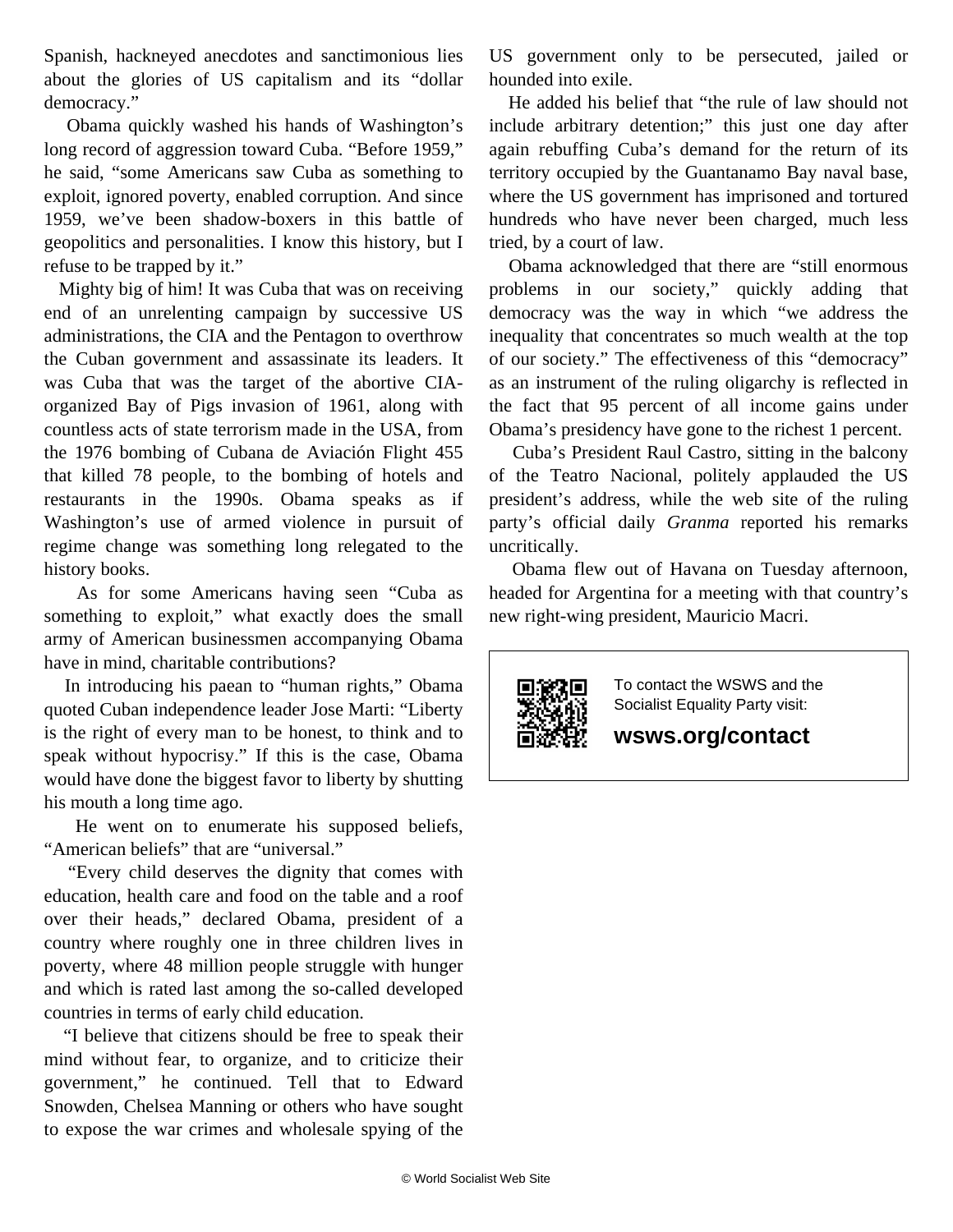Spanish, hackneyed anecdotes and sanctimonious lies about the glories of US capitalism and its “dollar democracy.”

Obama quickly washed his hands of Washington’s long record of aggression toward Cuba. “Before 1959,” he said, “some Americans saw Cuba as something to exploit, ignored poverty, enabled corruption. And since 1959, we’ve been shadow-boxers in this battle of geopolitics and personalities. I know this history, but I refuse to be trapped by it.”

Mighty big of him! It was Cuba that was on receiving end of an unrelenting campaign by successive US administrations, the CIA and the Pentagon to overthrow the Cuban government and assassinate its leaders. It was Cuba that was the target of the abortive CIA-organized Bay of Pigs invasion of 1961, along with countless acts of state terrorism made in the USA, from the 1976 bombing of Cubana de Aviación Flight 455 that killed 78 people, to the bombing of hotels and restaurants in the 1990s. Obama speaks as if Washington’s use of armed violence in pursuit of regime change was something long relegated to the history books.

As for some Americans having seen “Cuba as something to exploit,” what exactly does the small army of American businessmen accompanying Obama have in mind, charitable contributions?

In introducing his paean to “human rights,” Obama quoted Cuban independence leader Jose Marti: “Liberty is the right of every man to be honest, to think and to speak without hypocrisy.” If this is the case, Obama would have done the biggest favor to liberty by shutting his mouth a long time ago.

He went on to enumerate his supposed beliefs, “American beliefs” that are “universal.”

“Every child deserves the dignity that comes with education, health care and food on the table and a roof over their heads,” declared Obama, president of a country where roughly one in three children lives in poverty, where 48 million people struggle with hunger and which is rated last among the so-called developed countries in terms of early child education.

“I believe that citizens should be free to speak their mind without fear, to organize, and to criticize their government,” he continued. Tell that to Edward Snowden, Chelsea Manning or others who have sought to expose the war crimes and wholesale spying of the US government only to be persecuted, jailed or hounded into exile.

He added his belief that “the rule of law should not include arbitrary detention;” this just one day after again rebuffing Cuba’s demand for the return of its territory occupied by the Guantanamo Bay naval base, where the US government has imprisoned and tortured hundreds who have never been charged, much less tried, by a court of law.

Obama acknowledged that there are “still enormous problems in our society,” quickly adding that democracy was the way in which “we address the inequality that concentrates so much wealth at the top of our society.” The effectiveness of this “democracy” as an instrument of the ruling oligarchy is reflected in the fact that 95 percent of all income gains under Obama’s presidency have gone to the richest 1 percent.

Cuba’s President Raul Castro, sitting in the balcony of the Teatro Nacional, politely applauded the US president’s address, while the web site of the ruling party’s official daily *Granma* reported his remarks uncritically.

Obama flew out of Havana on Tuesday afternoon, headed for Argentina for a meeting with that country’s new right-wing president, Mauricio Macri.

To contact the WSWS and the Socialist Equality Party visit:

**wsws.org/contact**